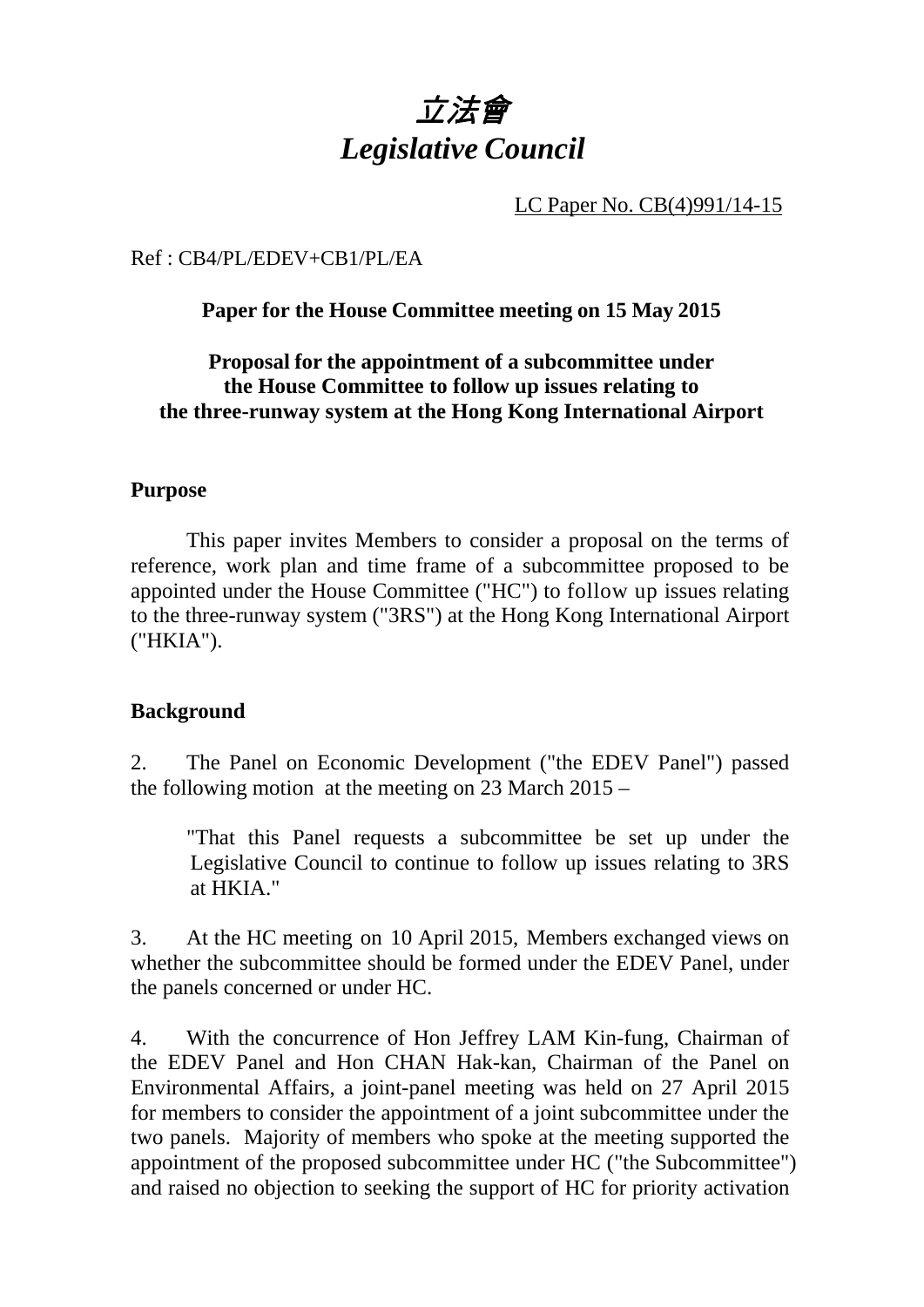# *立法會*
# *Legislative Council*

LC Paper No. CB(4)991/14-15

Ref : CB4/PL/EDEV+CB1/PL/EA

**Paper for the House Committee meeting on 15 May 2015**

**Proposal for the appointment of a subcommittee under the House Committee to follow up issues relating to the three-runway system at the Hong Kong International Airport**

## Purpose

This paper invites Members to consider a proposal on the terms of reference, work plan and time frame of a subcommittee proposed to be appointed under the House Committee ("HC") to follow up issues relating to the three-runway system ("3RS") at the Hong Kong International Airport ("HKIA").

## Background

2. The Panel on Economic Development ("the EDEV Panel") passed the following motion at the meeting on 23 March 2015 –

> "That this Panel requests a subcommittee be set up under the Legislative Council to continue to follow up issues relating to 3RS at HKIA."

3. At the HC meeting on 10 April 2015, Members exchanged views on whether the subcommittee should be formed under the EDEV Panel, under the panels concerned or under HC.

4. With the concurrence of Hon Jeffrey LAM Kin-fung, Chairman of the EDEV Panel and Hon CHAN Hak-kan, Chairman of the Panel on Environmental Affairs, a joint-panel meeting was held on 27 April 2015 for members to consider the appointment of a joint subcommittee under the two panels. Majority of members who spoke at the meeting supported the appointment of the proposed subcommittee under HC ("the Subcommittee") and raised no objection to seeking the support of HC for priority activation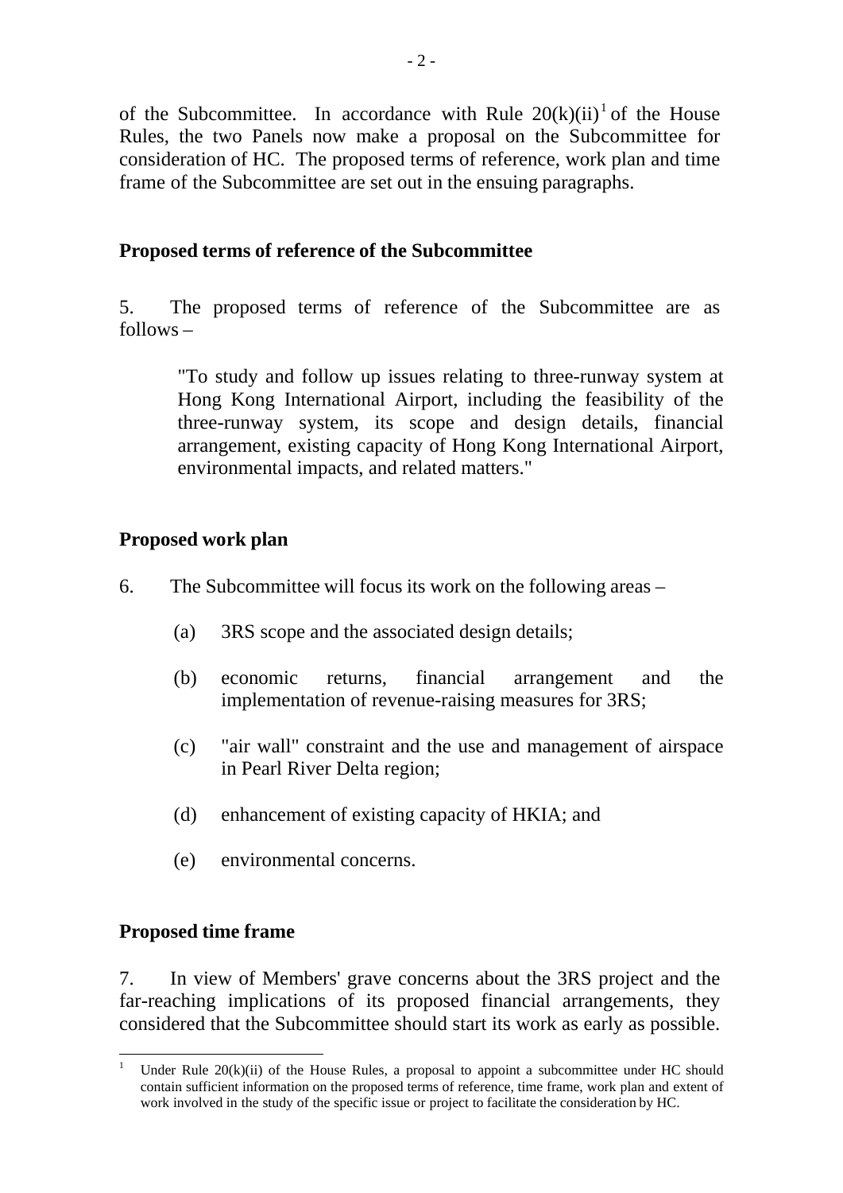of the Subcommittee. In accordance with Rule 20(k)(ii)[1] of the House Rules, the two Panels now make a proposal on the Subcommittee for consideration of HC. The proposed terms of reference, work plan and time frame of the Subcommittee are set out in the ensuing paragraphs.

**Proposed terms of reference of the Subcommittee**

5. The proposed terms of reference of the Subcommittee are as follows –

> "To study and follow up issues relating to three-runway system at Hong Kong International Airport, including the feasibility of the three-runway system, its scope and design details, financial arrangement, existing capacity of Hong Kong International Airport, environmental impacts, and related matters."

**Proposed work plan**

6. The Subcommittee will focus its work on the following areas –

(a) 3RS scope and the associated design details;

(b) economic returns, financial arrangement and the implementation of revenue-raising measures for 3RS;

(c) "air wall" constraint and the use and management of airspace in Pearl River Delta region;

(d) enhancement of existing capacity of HKIA; and

(e) environmental concerns.

**Proposed time frame**

7. In view of Members' grave concerns about the 3RS project and the far-reaching implications of its proposed financial arrangements, they considered that the Subcommittee should start its work as early as possible.

---

[1] Under Rule 20(k)(ii) of the House Rules, a proposal to appoint a subcommittee under HC should contain sufficient information on the proposed terms of reference, time frame, work plan and extent of work involved in the study of the specific issue or project to facilitate the consideration by HC.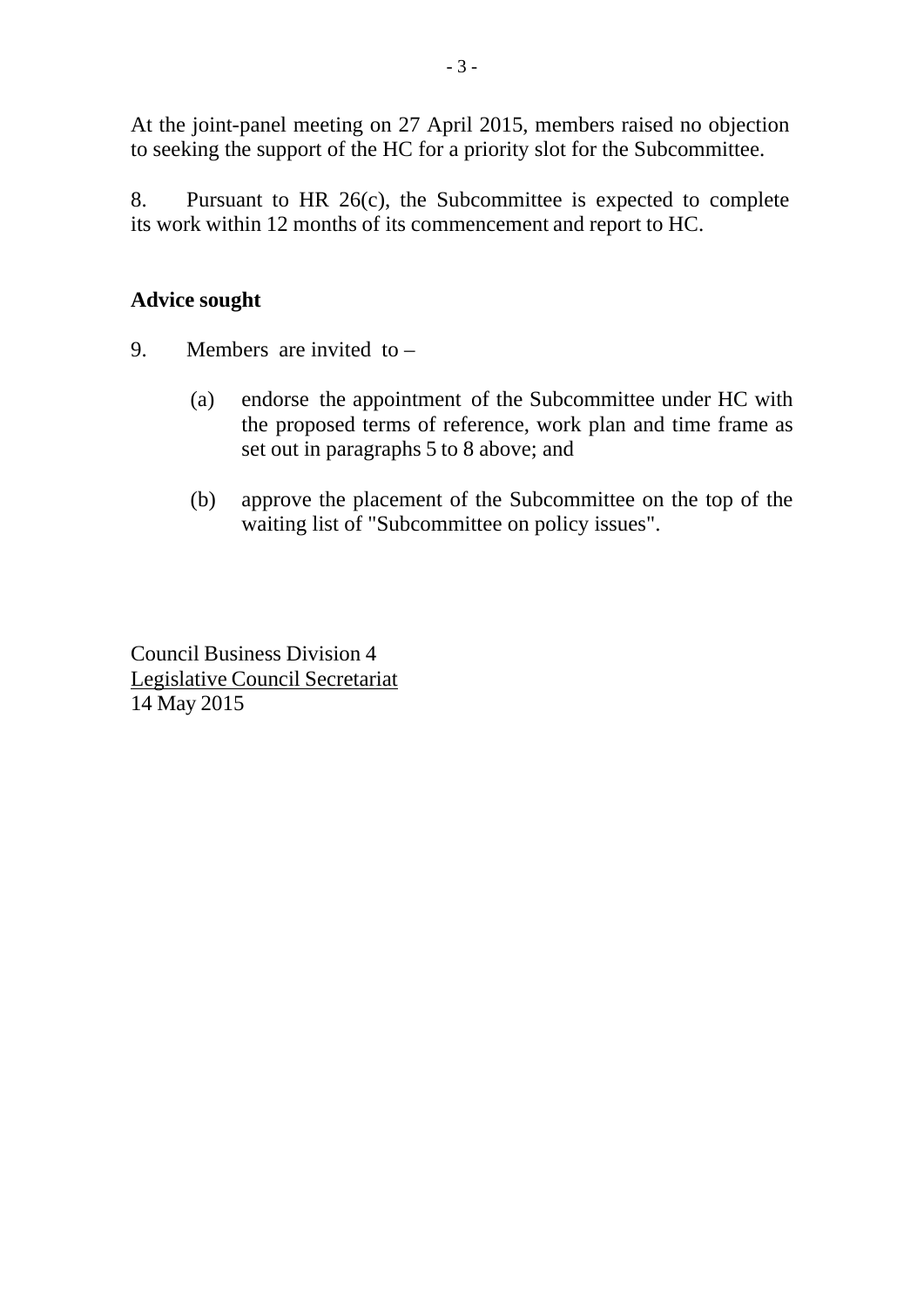At the joint-panel meeting on 27 April 2015, members raised no objection to seeking the support of the HC for a priority slot for the Subcommittee.

8. Pursuant to HR 26(c), the Subcommittee is expected to complete its work within 12 months of its commencement and report to HC.

**Advice sought**

9. Members are invited to –

(a) endorse the appointment of the Subcommittee under HC with the proposed terms of reference, work plan and time frame as set out in paragraphs 5 to 8 above; and

(b) approve the placement of the Subcommittee on the top of the waiting list of "Subcommittee on policy issues".

Council Business Division 4
Legislative Council Secretariat
14 May 2015